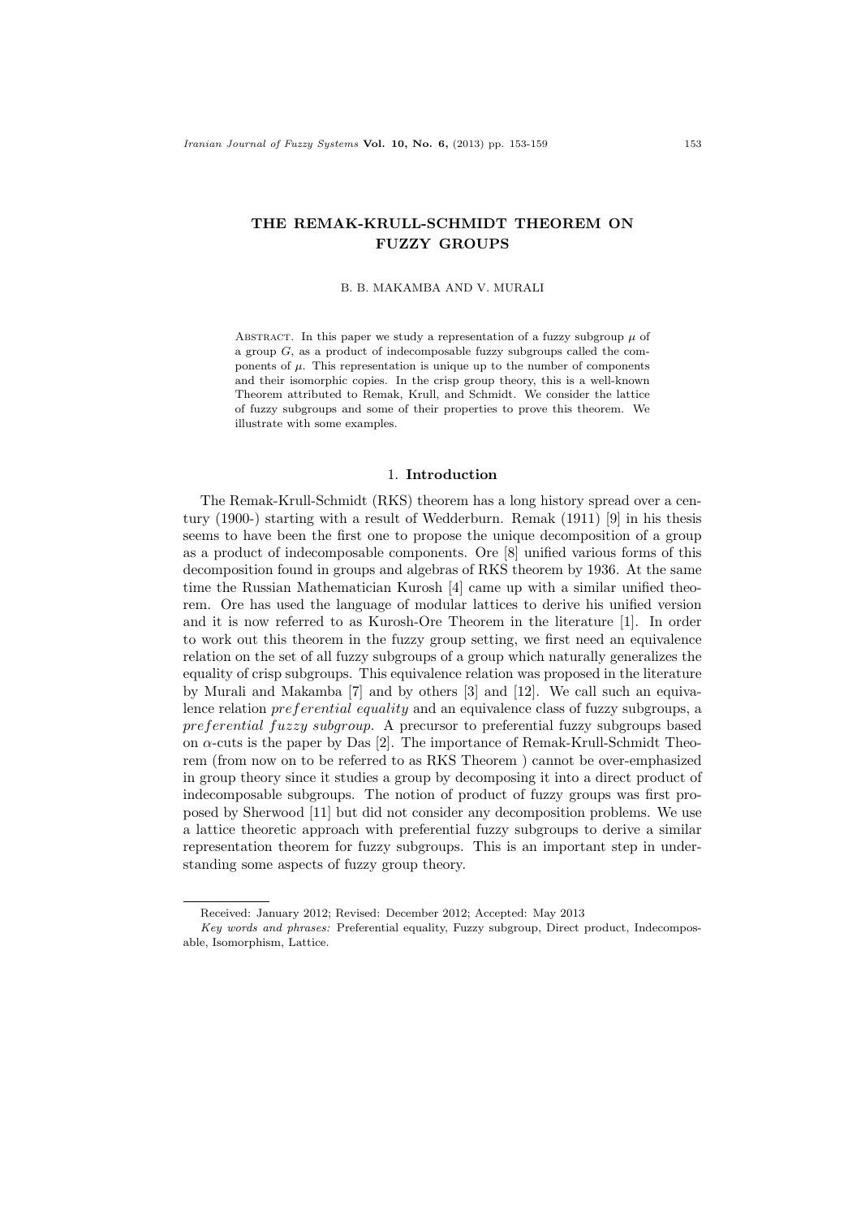# THE REMAK-KRULL-SCHMIDT THEOREM ON FUZZY GROUPS

B. B. MAKAMBA AND V. MURALI

Abstract. In this paper we study a representation of a fuzzy subgroup $\mu$ of a group $G$, as a product of indecomposable fuzzy subgroups called the components of $\mu$. This representation is unique up to the number of components and their isomorphic copies. In the crisp group theory, this is a well-known Theorem attributed to Remak, Krull, and Schmidt. We consider the lattice of fuzzy subgroups and some of their properties to prove this theorem. We illustrate with some examples.

## 1. Introduction

The Remak-Krull-Schmidt (RKS) theorem has a long history spread over a century (1900-) starting with a result of Wedderburn. Remak (1911) [9] in his thesis seems to have been the first one to propose the unique decomposition of a group as a product of indecomposable components. Ore [8] unified various forms of this decomposition found in groups and algebras of RKS theorem by 1936. At the same time the Russian Mathematician Kurosh [4] came up with a similar unified theorem. Ore has used the language of modular lattices to derive his unified version and it is now referred to as Kurosh-Ore Theorem in the literature [1]. In order to work out this theorem in the fuzzy group setting, we first need an equivalence relation on the set of all fuzzy subgroups of a group which naturally generalizes the equality of crisp subgroups. This equivalence relation was proposed in the literature by Murali and Makamba [7] and by others [3] and [12]. We call such an equivalence relation *preferential equality* and an equivalence class of fuzzy subgroups, a *preferential fuzzy subgroup*. A precursor to preferential fuzzy subgroups based on $\alpha$-cuts is the paper by Das [2]. The importance of Remak-Krull-Schmidt Theorem (from now on to be referred to as RKS Theorem ) cannot be over-emphasized in group theory since it studies a group by decomposing it into a direct product of indecomposable subgroups. The notion of product of fuzzy groups was first proposed by Sherwood [11] but did not consider any decomposition problems. We use a lattice theoretic approach with preferential fuzzy subgroups to derive a similar representation theorem for fuzzy subgroups. This is an important step in understanding some aspects of fuzzy group theory.

---

Received: January 2012; Revised: December 2012; Accepted: May 2013

*Key words and phrases:* Preferential equality, Fuzzy subgroup, Direct product, Indecomposable, Isomorphism, Lattice.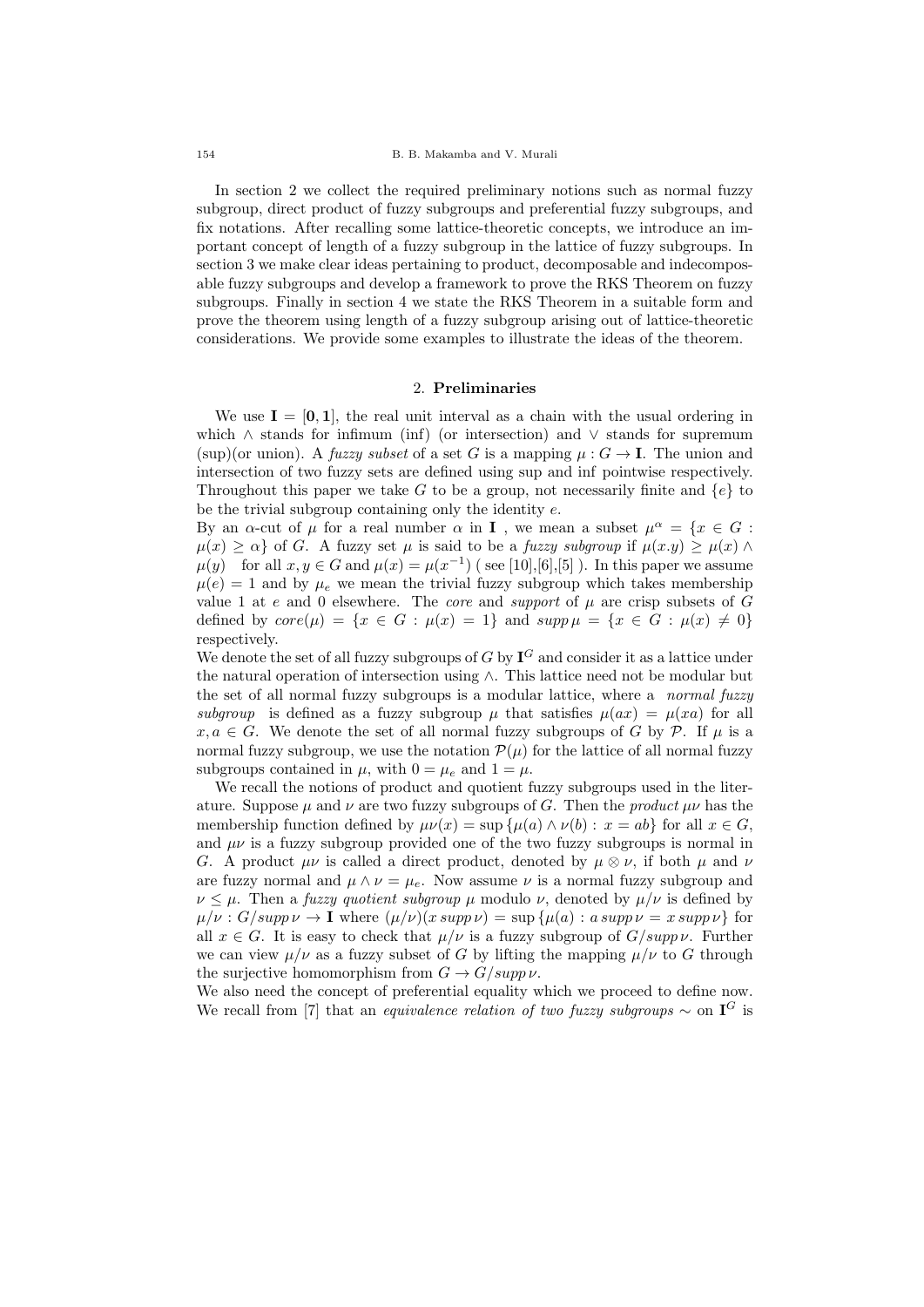In section 2 we collect the required preliminary notions such as normal fuzzy subgroup, direct product of fuzzy subgroups and preferential fuzzy subgroups, and fix notations. After recalling some lattice-theoretic concepts, we introduce an important concept of length of a fuzzy subgroup in the lattice of fuzzy subgroups. In section 3 we make clear ideas pertaining to product, decomposable and indecomposable fuzzy subgroups and develop a framework to prove the RKS Theorem on fuzzy subgroups. Finally in section 4 we state the RKS Theorem in a suitable form and prove the theorem using length of a fuzzy subgroup arising out of lattice-theoretic considerations. We provide some examples to illustrate the ideas of the theorem.

## 2. Preliminaries

We use $\mathbf{I} = [\mathbf{0}, \mathbf{1}]$, the real unit interval as a chain with the usual ordering in which $\wedge$ stands for infimum (inf) (or intersection) and $\vee$ stands for supremum (sup)(or union). A *fuzzy subset* of a set $G$ is a mapping $\mu : G \to \mathbf{I}$. The union and intersection of two fuzzy sets are defined using sup and inf pointwise respectively. Throughout this paper we take $G$ to be a group, not necessarily finite and $\{e\}$ to be the trivial subgroup containing only the identity $e$.

By an $\alpha$-cut of $\mu$ for a real number $\alpha$ in $\mathbf{I}$ , we mean a subset $\mu^{\alpha} = \{x \in G : \mu(x) \geq \alpha\}$ of $G$. A fuzzy set $\mu$ is said to be a *fuzzy subgroup* if $\mu(x.y) \geq \mu(x) \wedge \mu(y)$ for all $x, y \in G$ and $\mu(x) = \mu(x^{-1})$ ( see [10],[6],[5] ). In this paper we assume $\mu(e) = 1$ and by $\mu_e$ we mean the trivial fuzzy subgroup which takes membership value 1 at $e$ and 0 elsewhere. The *core* and *support* of $\mu$ are crisp subsets of $G$ defined by $core(\mu) = \{x \in G : \mu(x) = 1\}$ and $supp\,\mu = \{x \in G : \mu(x) \neq 0\}$ respectively.

We denote the set of all fuzzy subgroups of $G$ by $\mathbf{I}^G$ and consider it as a lattice under the natural operation of intersection using $\wedge$. This lattice need not be modular but the set of all normal fuzzy subgroups is a modular lattice, where a *normal fuzzy subgroup* is defined as a fuzzy subgroup $\mu$ that satisfies $\mu(ax) = \mu(xa)$ for all $x, a \in G$. We denote the set of all normal fuzzy subgroups of $G$ by $\mathcal{P}$. If $\mu$ is a normal fuzzy subgroup, we use the notation $\mathcal{P}(\mu)$ for the lattice of all normal fuzzy subgroups contained in $\mu$, with $0 = \mu_e$ and $1 = \mu$.

We recall the notions of product and quotient fuzzy subgroups used in the literature. Suppose $\mu$ and $\nu$ are two fuzzy subgroups of $G$. Then the *product* $\mu\nu$ has the membership function defined by $\mu\nu(x) = \sup\{\mu(a) \wedge \nu(b) : x = ab\}$ for all $x \in G$, and $\mu\nu$ is a fuzzy subgroup provided one of the two fuzzy subgroups is normal in $G$. A product $\mu\nu$ is called a direct product, denoted by $\mu \otimes \nu$, if both $\mu$ and $\nu$ are fuzzy normal and $\mu \wedge \nu = \mu_e$. Now assume $\nu$ is a normal fuzzy subgroup and $\nu \leq \mu$. Then a *fuzzy quotient subgroup* $\mu$ modulo $\nu$, denoted by $\mu/\nu$ is defined by $\mu/\nu : G/supp\,\nu \to \mathbf{I}$ where $(\mu/\nu)(x\,supp\,\nu) = \sup\{\mu(a) : a\,supp\,\nu = x\,supp\,\nu\}$ for all $x \in G$. It is easy to check that $\mu/\nu$ is a fuzzy subgroup of $G/supp\,\nu$. Further we can view $\mu/\nu$ as a fuzzy subset of $G$ by lifting the mapping $\mu/\nu$ to $G$ through the surjective homomorphism from $G \to G/supp\,\nu$.

We also need the concept of preferential equality which we proceed to define now. We recall from [7] that an *equivalence relation of two fuzzy subgroups* $\sim$ on $\mathbf{I}^G$ is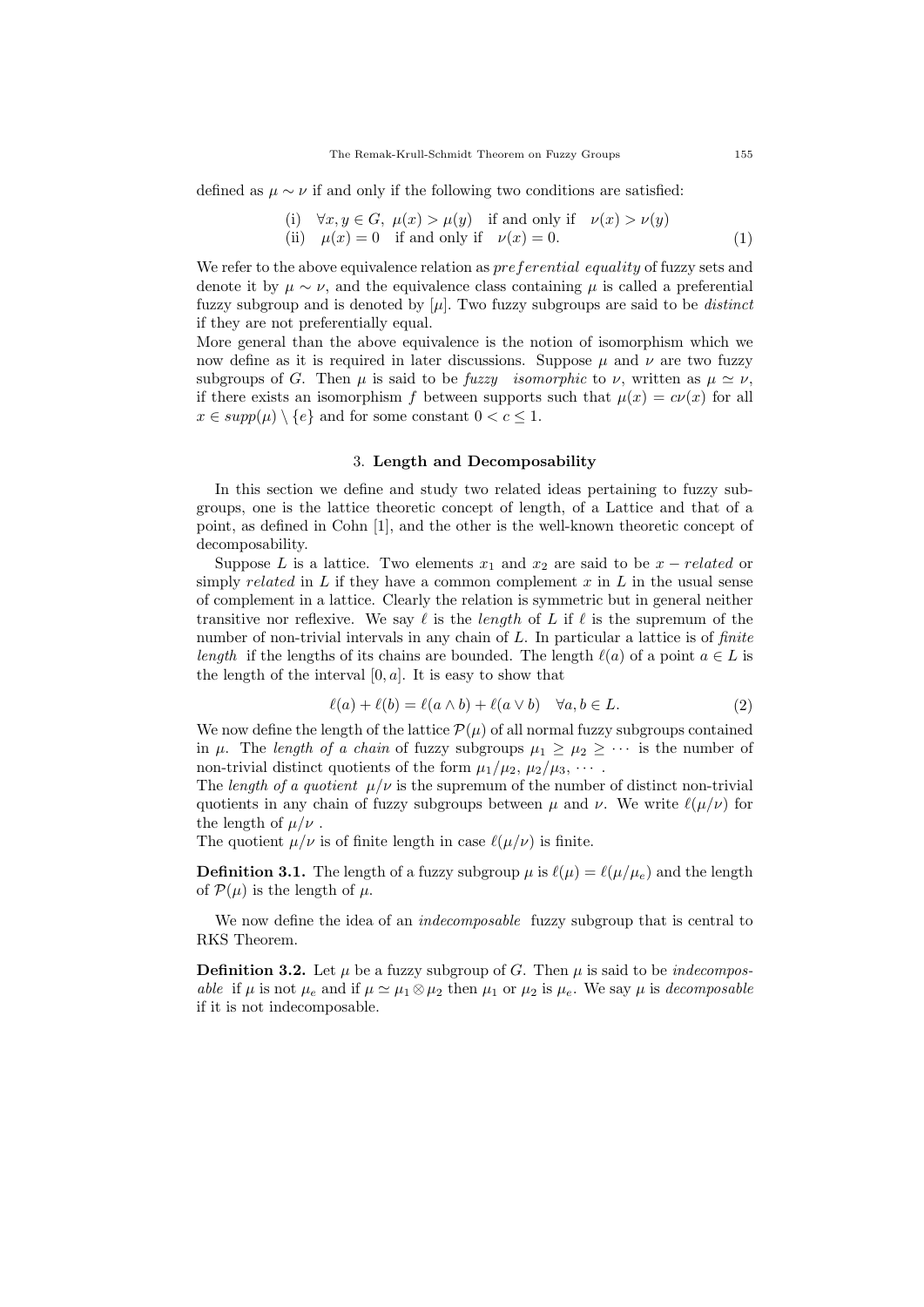defined as $\mu \sim \nu$ if and only if the following two conditions are satisfied:

$$
\begin{array}{ll}
\text{(i)} & \forall x, y \in G,\ \mu(x) > \mu(y) \quad \text{if and only if} \quad \nu(x) > \nu(y) \\
\text{(ii)} & \mu(x) = 0 \quad \text{if and only if} \quad \nu(x) = 0.
\end{array} \tag{1}
$$

We refer to the above equivalence relation as *preferential equality* of fuzzy sets and denote it by $\mu \sim \nu$, and the equivalence class containing $\mu$ is called a preferential fuzzy subgroup and is denoted by $[\mu]$. Two fuzzy subgroups are said to be *distinct* if they are not preferentially equal.

More general than the above equivalence is the notion of isomorphism which we now define as it is required in later discussions. Suppose $\mu$ and $\nu$ are two fuzzy subgroups of $G$. Then $\mu$ is said to be *fuzzy isomorphic* to $\nu$, written as $\mu \simeq \nu$, if there exists an isomorphism $f$ between supports such that $\mu(x) = c\nu(x)$ for all $x \in supp(\mu) \setminus \{e\}$ and for some constant $0 < c \leq 1$.

## 3. Length and Decomposability

In this section we define and study two related ideas pertaining to fuzzy subgroups, one is the lattice theoretic concept of length, of a Lattice and that of a point, as defined in Cohn [1], and the other is the well-known theoretic concept of decomposability.

Suppose $L$ is a lattice. Two elements $x_1$ and $x_2$ are said to be $x-related$ or simply *related* in $L$ if they have a common complement $x$ in $L$ in the usual sense of complement in a lattice. Clearly the relation is symmetric but in general neither transitive nor reflexive. We say $\ell$ is the *length* of $L$ if $\ell$ is the supremum of the number of non-trivial intervals in any chain of $L$. In particular a lattice is of *finite length* if the lengths of its chains are bounded. The length $\ell(a)$ of a point $a \in L$ is the length of the interval $[0, a]$. It is easy to show that

$$
\ell(a) + \ell(b) = \ell(a \wedge b) + \ell(a \vee b) \quad \forall a, b \in L. \tag{2}
$$

We now define the length of the lattice $\mathcal{P}(\mu)$ of all normal fuzzy subgroups contained in $\mu$. The *length of a chain* of fuzzy subgroups $\mu_1 \geq \mu_2 \geq \cdots$ is the number of non-trivial distinct quotients of the form $\mu_1/\mu_2$, $\mu_2/\mu_3$, $\cdots$ .

The *length of a quotient* $\mu/\nu$ is the supremum of the number of distinct non-trivial quotients in any chain of fuzzy subgroups between $\mu$ and $\nu$. We write $\ell(\mu/\nu)$ for the length of $\mu/\nu$ .

The quotient $\mu/\nu$ is of finite length in case $\ell(\mu/\nu)$ is finite.

**Definition 3.1.** The length of a fuzzy subgroup $\mu$ is $\ell(\mu) = \ell(\mu/\mu_e)$ and the length of $\mathcal{P}(\mu)$ is the length of $\mu$.

We now define the idea of an *indecomposable* fuzzy subgroup that is central to RKS Theorem.

**Definition 3.2.** Let $\mu$ be a fuzzy subgroup of $G$. Then $\mu$ is said to be *indecomposable* if $\mu$ is not $\mu_e$ and if $\mu \simeq \mu_1 \otimes \mu_2$ then $\mu_1$ or $\mu_2$ is $\mu_e$. We say $\mu$ is *decomposable* if it is not indecomposable.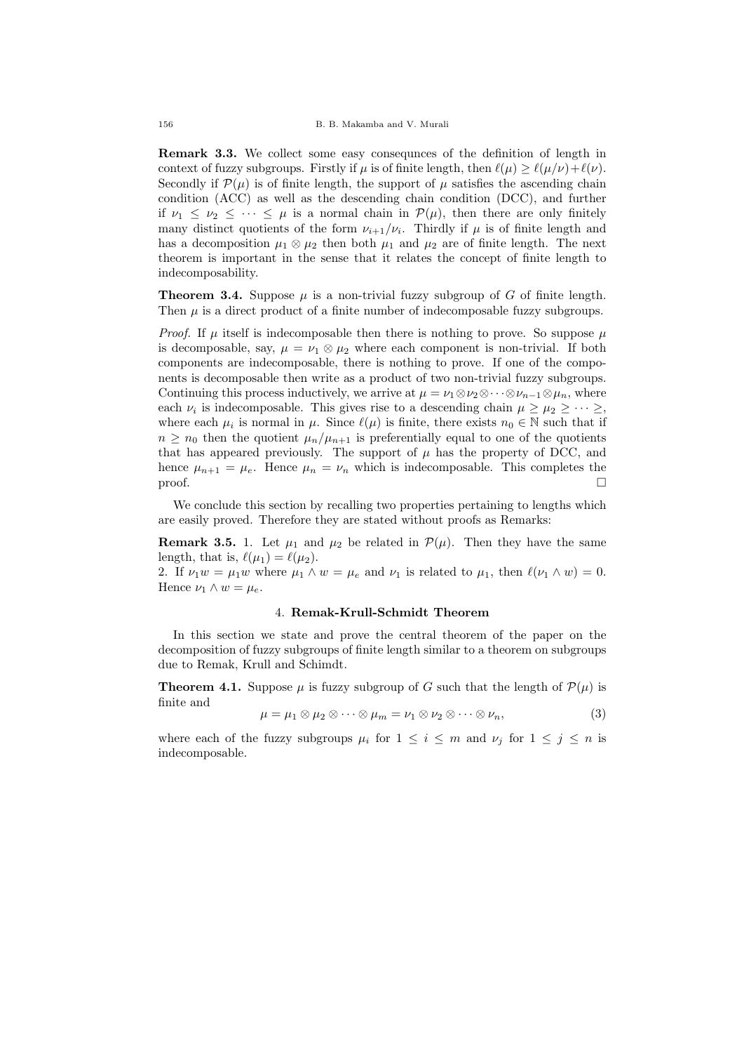**Remark 3.3.** We collect some easy consequnces of the definition of length in context of fuzzy subgroups. Firstly if $\mu$ is of finite length, then $\ell(\mu) \geq \ell(\mu/\nu) + \ell(\nu)$. Secondly if $\mathcal{P}(\mu)$ is of finite length, the support of $\mu$ satisfies the ascending chain condition (ACC) as well as the descending chain condition (DCC), and further if $\nu_1 \leq \nu_2 \leq \cdots \leq \mu$ is a normal chain in $\mathcal{P}(\mu)$, then there are only finitely many distinct quotients of the form $\nu_{i+1}/\nu_i$. Thirdly if $\mu$ is of finite length and has a decomposition $\mu_1 \otimes \mu_2$ then both $\mu_1$ and $\mu_2$ are of finite length. The next theorem is important in the sense that it relates the concept of finite length to indecomposability.

**Theorem 3.4.** *Suppose $\mu$ is a non-trivial fuzzy subgroup of $G$ of finite length. Then $\mu$ is a direct product of a finite number of indecomposable fuzzy subgroups.*

*Proof.* If $\mu$ itself is indecomposable then there is nothing to prove. So suppose $\mu$ is decomposable, say, $\mu = \nu_1 \otimes \mu_2$ where each component is non-trivial. If both components are indecomposable, there is nothing to prove. If one of the components is decomposable then write as a product of two non-trivial fuzzy subgroups. Continuing this process inductively, we arrive at $\mu = \nu_1 \otimes \nu_2 \otimes \cdots \otimes \nu_{n-1} \otimes \mu_n$, where each $\nu_i$ is indecomposable. This gives rise to a descending chain $\mu \geq \mu_2 \geq \cdots \geq$, where each $\mu_i$ is normal in $\mu$. Since $\ell(\mu)$ is finite, there exists $n_0 \in \mathbb{N}$ such that if $n \geq n_0$ then the quotient $\mu_n/\mu_{n+1}$ is preferentially equal to one of the quotients that has appeared previously. The support of $\mu$ has the property of DCC, and hence $\mu_{n+1} = \mu_e$. Hence $\mu_n = \nu_n$ which is indecomposable. This completes the proof. □

We conclude this section by recalling two properties pertaining to lengths which are easily proved. Therefore they are stated without proofs as Remarks:

**Remark 3.5.** 1. Let $\mu_1$ and $\mu_2$ be related in $\mathcal{P}(\mu)$. Then they have the same length, that is, $\ell(\mu_1) = \ell(\mu_2)$.
2. If $\nu_1 w = \mu_1 w$ where $\mu_1 \wedge w = \mu_e$ and $\nu_1$ is related to $\mu_1$, then $\ell(\nu_1 \wedge w) = 0$. Hence $\nu_1 \wedge w = \mu_e$.

## 4. Remak-Krull-Schmidt Theorem

In this section we state and prove the central theorem of the paper on the decomposition of fuzzy subgroups of finite length similar to a theorem on subgroups due to Remak, Krull and Schimdt.

**Theorem 4.1.** *Suppose $\mu$ is fuzzy subgroup of $G$ such that the length of $\mathcal{P}(\mu)$ is finite and*

$$\mu = \mu_1 \otimes \mu_2 \otimes \cdots \otimes \mu_m = \nu_1 \otimes \nu_2 \otimes \cdots \otimes \nu_n, \tag{3}$$

*where each of the fuzzy subgroups $\mu_i$ for $1 \leq i \leq m$ and $\nu_j$ for $1 \leq j \leq n$ is indecomposable.*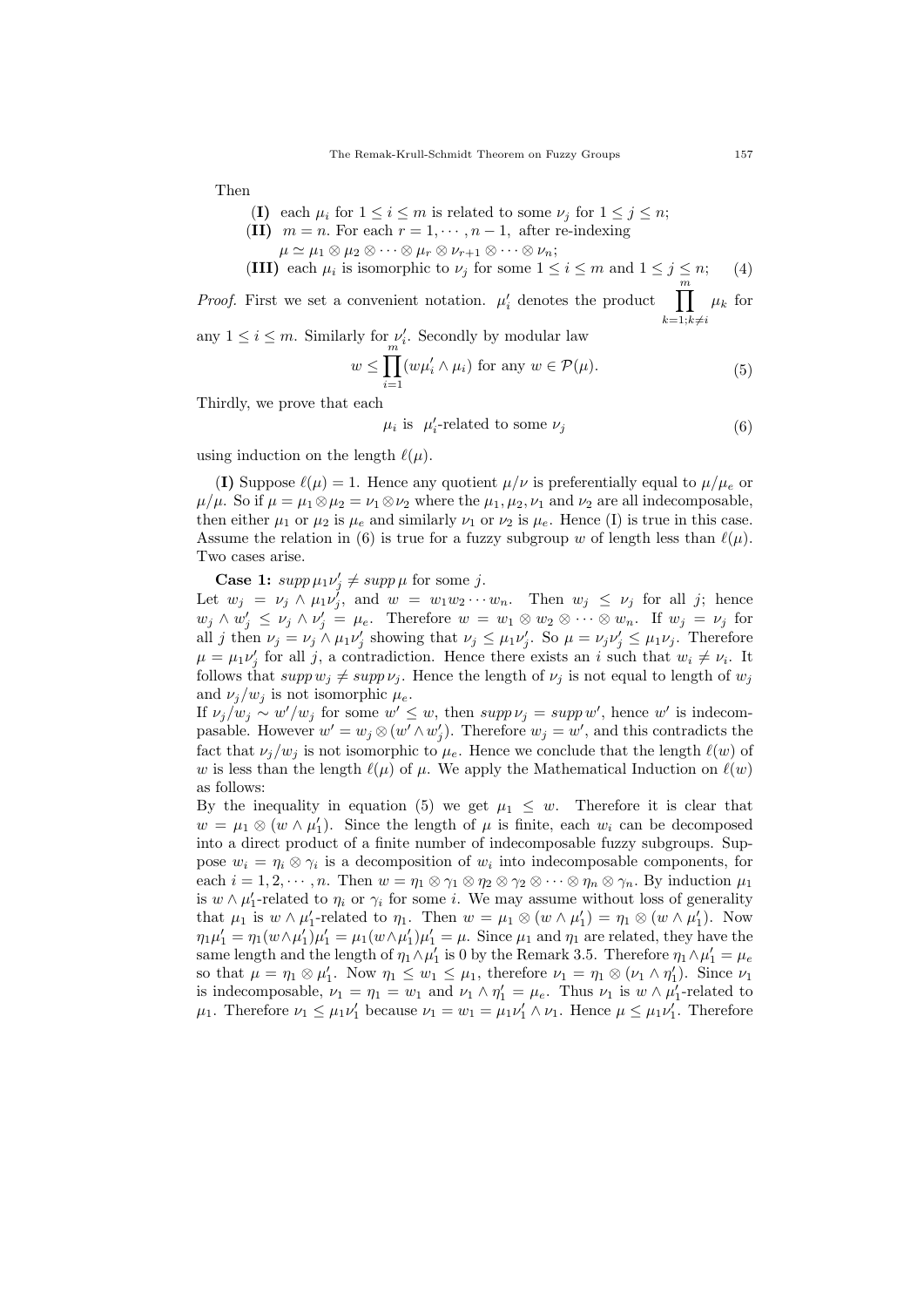Then

(**I**) each $\mu_i$ for $1 \leq i \leq m$ is related to some $\nu_j$ for $1 \leq j \leq n$;

(**II**) $m = n$. For each $r = 1, \cdots, n-1$, after re-indexing
$\mu \simeq \mu_1 \otimes \mu_2 \otimes \cdots \otimes \mu_r \otimes \nu_{r+1} \otimes \cdots \otimes \nu_n$;

(**III**) each $\mu_i$ is isomorphic to $\nu_j$ for some $1 \leq i \leq m$ and $1 \leq j \leq n$; (4)

*Proof.* First we set a convenient notation. $\mu_i'$ denotes the product $\prod_{k=1;k\neq i}^{m} \mu_k$ for any $1 \leq i \leq m$. Similarly for $\nu_i'$. Secondly by modular law

$$w \leq \prod_{i=1}^{m}(w\mu_i' \wedge \mu_i) \text{ for any } w \in \mathcal{P}(\mu). \tag{5}$$

Thirdly, we prove that each

$$\mu_i \text{ is } \mu_i'\text{-related to some } \nu_j \tag{6}$$

using induction on the length $\ell(\mu)$.

(**I**) Suppose $\ell(\mu) = 1$. Hence any quotient $\mu/\nu$ is preferentially equal to $\mu/\mu_e$ or $\mu/\mu$. So if $\mu = \mu_1 \otimes \mu_2 = \nu_1 \otimes \nu_2$ where the $\mu_1, \mu_2, \nu_1$ and $\nu_2$ are all indecomposable, then either $\mu_1$ or $\mu_2$ is $\mu_e$ and similarly $\nu_1$ or $\nu_2$ is $\mu_e$. Hence (I) is true in this case. Assume the relation in (6) is true for a fuzzy subgroup $w$ of length less than $\ell(\mu)$. Two cases arise.

**Case 1:** $supp\, \mu_1\nu_j' \neq supp\, \mu$ for some $j$.
Let $w_j = \nu_j \wedge \mu_1\nu_j'$, and $w = w_1 w_2 \cdots w_n$. Then $w_j \leq \nu_j$ for all $j$; hence $w_j \wedge w_j' \leq \nu_j \wedge \nu_j' = \mu_e$. Therefore $w = w_1 \otimes w_2 \otimes \cdots \otimes w_n$. If $w_j = \nu_j$ for all $j$ then $\nu_j = \nu_j \wedge \mu_1\nu_j'$ showing that $\nu_j \leq \mu_1\nu_j'$. So $\mu = \nu_j\nu_j' \leq \mu_1\nu_j$. Therefore $\mu = \mu_1\nu_j'$ for all $j$, a contradiction. Hence there exists an $i$ such that $w_i \neq \nu_i$. It follows that $supp\, w_j \neq supp\, \nu_j$. Hence the length of $\nu_j$ is not equal to length of $w_j$ and $\nu_j/w_j$ is not isomorphic $\mu_e$.
If $\nu_j/w_j \sim w'/w_j$ for some $w' \leq w$, then $supp\, \nu_j = supp\, w'$, hence $w'$ is indecompasable. However $w' = w_j \otimes (w' \wedge w_j')$. Therefore $w_j = w'$, and this contradicts the fact that $\nu_j/w_j$ is not isomorphic to $\mu_e$. Hence we conclude that the length $\ell(w)$ of $w$ is less than the length $\ell(\mu)$ of $\mu$. We apply the Mathematical Induction on $\ell(w)$ as follows:
By the inequality in equation (5) we get $\mu_1 \leq w$. Therefore it is clear that $w = \mu_1 \otimes (w \wedge \mu_1')$. Since the length of $\mu$ is finite, each $w_i$ can be decomposed into a direct product of a finite number of indecomposable fuzzy subgroups. Suppose $w_i = \eta_i \otimes \gamma_i$ is a decomposition of $w_i$ into indecomposable components, for each $i = 1, 2, \cdots, n$. Then $w = \eta_1 \otimes \gamma_1 \otimes \eta_2 \otimes \gamma_2 \otimes \cdots \otimes \eta_n \otimes \gamma_n$. By induction $\mu_1$ is $w \wedge \mu_1'$-related to $\eta_i$ or $\gamma_i$ for some $i$. We may assume without loss of generality that $\mu_1$ is $w \wedge \mu_1'$-related to $\eta_1$. Then $w = \mu_1 \otimes (w \wedge \mu_1') = \eta_1 \otimes (w \wedge \mu_1')$. Now $\eta_1\mu_1' = \eta_1(w \wedge \mu_1')\mu_1' = \mu_1(w \wedge \mu_1')\mu_1' = \mu$. Since $\mu_1$ and $\eta_1$ are related, they have the same length and the length of $\eta_1 \wedge \mu_1'$ is 0 by the Remark 3.5. Therefore $\eta_1 \wedge \mu_1' = \mu_e$ so that $\mu = \eta_1 \otimes \mu_1'$. Now $\eta_1 \leq w_1 \leq \mu_1$, therefore $\nu_1 = \eta_1 \otimes (\nu_1 \wedge \eta_1')$. Since $\nu_1$ is indecomposable, $\nu_1 = \eta_1 = w_1$ and $\nu_1 \wedge \eta_1' = \mu_e$. Thus $\nu_1$ is $w \wedge \mu_1'$-related to $\mu_1$. Therefore $\nu_1 \leq \mu_1\nu_1'$ because $\nu_1 = w_1 = \mu_1\nu_1' \wedge \nu_1$. Hence $\mu \leq \mu_1\nu_1'$. Therefore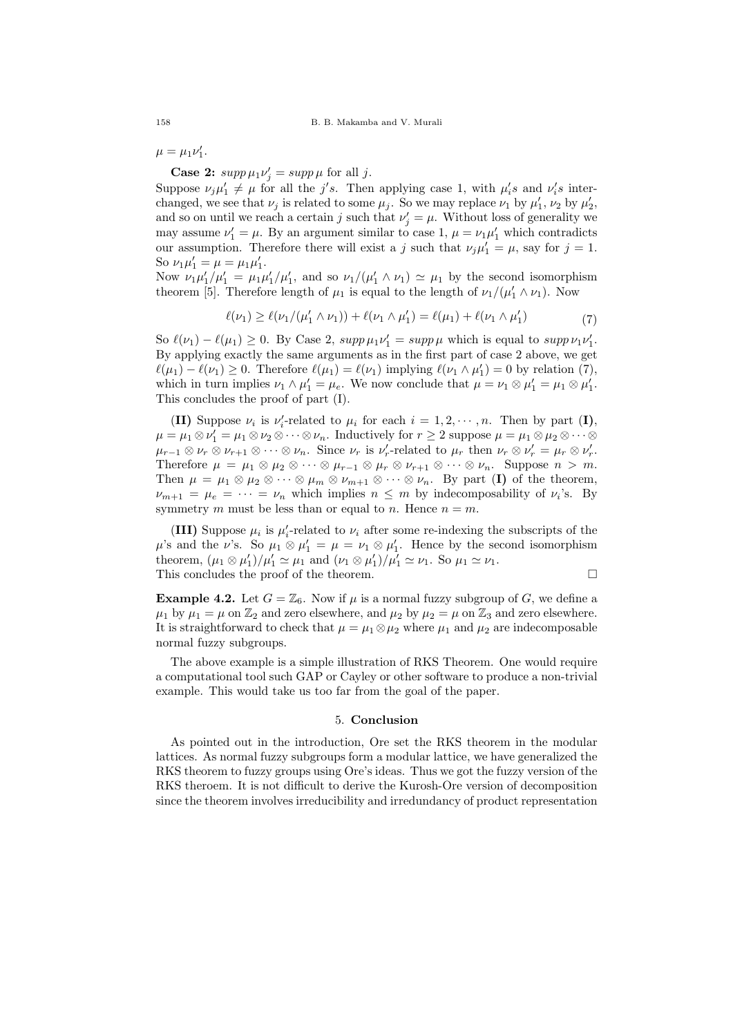$\mu = \mu_1 \nu_1'$.

**Case 2:** $supp\, \mu_1 \nu_j' = supp\, \mu$ for all $j$.

Suppose $\nu_j \mu_1' \neq \mu$ for all the $j's$. Then applying case 1, with $\mu_i's$ and $\nu_i's$ interchanged, we see that $\nu_j$ is related to some $\mu_j$. So we may replace $\nu_1$ by $\mu_1'$, $\nu_2$ by $\mu_2'$, and so on until we reach a certain $j$ such that $\nu_j' = \mu$. Without loss of generality we may assume $\nu_1' = \mu$. By an argument similar to case 1, $\mu = \nu_1 \mu_1'$ which contradicts our assumption. Therefore there will exist a $j$ such that $\nu_j \mu_1' = \mu$, say for $j = 1$. So $\nu_1 \mu_1' = \mu = \mu_1 \mu_1'$.

Now $\nu_1 \mu_1'/\mu_1' = \mu_1 \mu_1'/\mu_1'$, and so $\nu_1/(\mu_1' \wedge \nu_1) \simeq \mu_1$ by the second isomorphism theorem [5]. Therefore length of $\mu_1$ is equal to the length of $\nu_1/(\mu_1' \wedge \nu_1)$. Now

$$\ell(\nu_1) \geq \ell(\nu_1/(\mu_1' \wedge \nu_1)) + \ell(\nu_1 \wedge \mu_1') = \ell(\mu_1) + \ell(\nu_1 \wedge \mu_1') \tag{7}$$

So $\ell(\nu_1) - \ell(\mu_1) \geq 0$. By Case 2, $supp\, \mu_1 \nu_1' = supp\, \mu$ which is equal to $supp\, \nu_1 \nu_1'$. By applying exactly the same arguments as in the first part of case 2 above, we get $\ell(\mu_1) - \ell(\nu_1) \geq 0$. Therefore $\ell(\mu_1) = \ell(\nu_1)$ implying $\ell(\nu_1 \wedge \mu_1') = 0$ by relation (7), which in turn implies $\nu_1 \wedge \mu_1' = \mu_e$. We now conclude that $\mu = \nu_1 \otimes \mu_1' = \mu_1 \otimes \mu_1'$. This concludes the proof of part (I).

**(II)** Suppose $\nu_i$ is $\nu_i'$-related to $\mu_i$ for each $i = 1, 2, \cdots, n$. Then by part **(I)**, $\mu = \mu_1 \otimes \nu_1' = \mu_1 \otimes \nu_2 \otimes \cdots \otimes \nu_n$. Inductively for $r \geq 2$ suppose $\mu = \mu_1 \otimes \mu_2 \otimes \cdots \otimes \mu_{r-1} \otimes \nu_r \otimes \nu_{r+1} \otimes \cdots \otimes \nu_n$. Since $\nu_r$ is $\nu_r'$-related to $\mu_r$ then $\nu_r \otimes \nu_r' = \mu_r \otimes \nu_r'$. Therefore $\mu = \mu_1 \otimes \mu_2 \otimes \cdots \otimes \mu_{r-1} \otimes \mu_r \otimes \nu_{r+1} \otimes \cdots \otimes \nu_n$. Suppose $n > m$. Then $\mu = \mu_1 \otimes \mu_2 \otimes \cdots \otimes \mu_m \otimes \nu_{m+1} \otimes \cdots \otimes \nu_n$. By part **(I)** of the theorem, $\nu_{m+1} = \mu_e = \cdots = \nu_n$ which implies $n \leq m$ by indecomposability of $\nu_i$'s. By symmetry $m$ must be less than or equal to $n$. Hence $n = m$.

**(III)** Suppose $\mu_i$ is $\mu_i'$-related to $\nu_i$ after some re-indexing the subscripts of the $\mu$'s and the $\nu$'s. So $\mu_1 \otimes \mu_1' = \mu = \nu_1 \otimes \mu_1'$. Hence by the second isomorphism theorem, $(\mu_1 \otimes \mu_1')/\mu_1' \simeq \mu_1$ and $(\nu_1 \otimes \mu_1')/\mu_1' \simeq \nu_1$. So $\mu_1 \simeq \nu_1$.
This concludes the proof of the theorem. □

**Example 4.2.** Let $G = \mathbb{Z}_6$. Now if $\mu$ is a normal fuzzy subgroup of $G$, we define a $\mu_1$ by $\mu_1 = \mu$ on $\mathbb{Z}_2$ and zero elsewhere, and $\mu_2$ by $\mu_2 = \mu$ on $\mathbb{Z}_3$ and zero elsewhere. It is straightforward to check that $\mu = \mu_1 \otimes \mu_2$ where $\mu_1$ and $\mu_2$ are indecomposable normal fuzzy subgroups.

The above example is a simple illustration of RKS Theorem. One would require a computational tool such GAP or Cayley or other software to produce a non-trivial example. This would take us too far from the goal of the paper.

## 5. Conclusion

As pointed out in the introduction, Ore set the RKS theorem in the modular lattices. As normal fuzzy subgroups form a modular lattice, we have generalized the RKS theorem to fuzzy groups using Ore's ideas. Thus we got the fuzzy version of the RKS theroem. It is not difficult to derive the Kurosh-Ore version of decomposition since the theorem involves irreducibility and irredundancy of product representation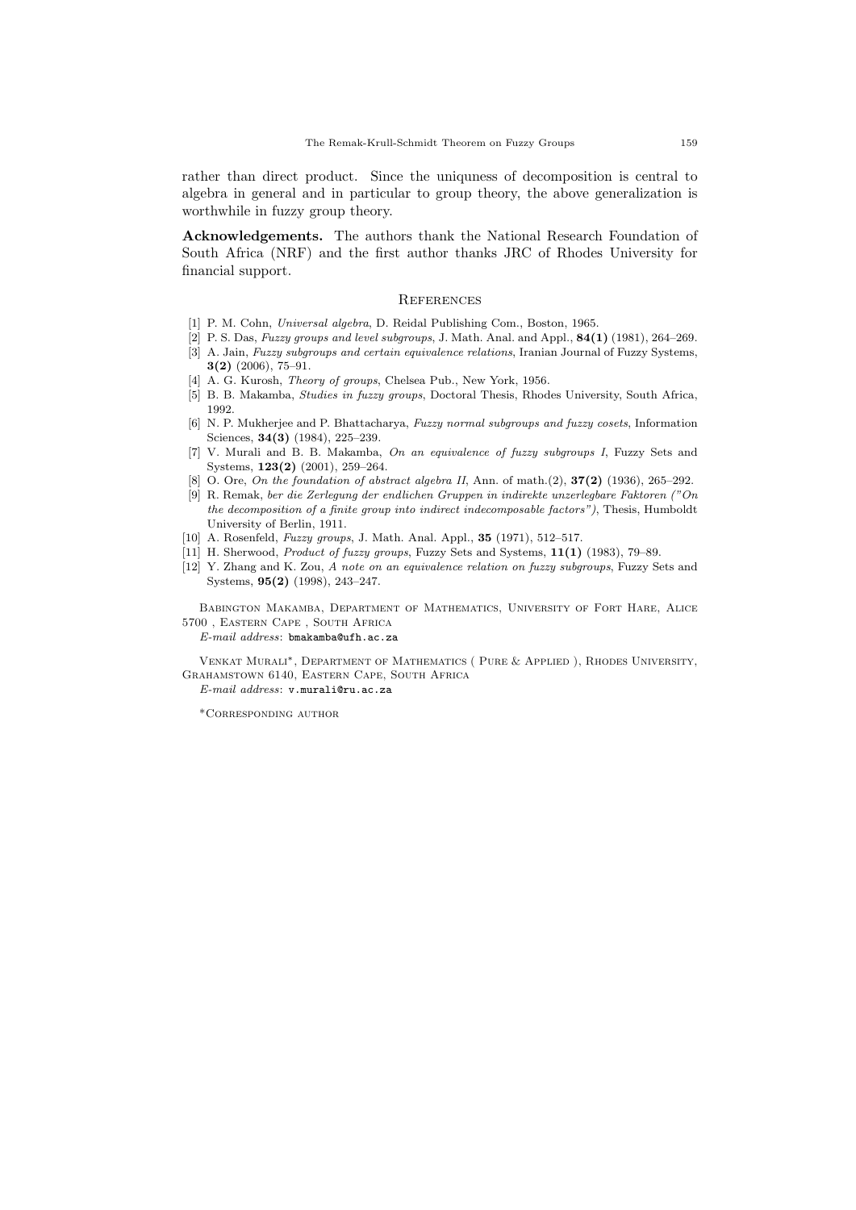rather than direct product. Since the uniquness of decomposition is central to algebra in general and in particular to group theory, the above generalization is worthwhile in fuzzy group theory.

**Acknowledgements.** The authors thank the National Research Foundation of South Africa (NRF) and the first author thanks JRC of Rhodes University for financial support.

## References

[1] P. M. Cohn, *Universal algebra*, D. Reidal Publishing Com., Boston, 1965.

[2] P. S. Das, *Fuzzy groups and level subgroups*, J. Math. Anal. and Appl., **84(1)** (1981), 264–269.

[3] A. Jain, *Fuzzy subgroups and certain equivalence relations*, Iranian Journal of Fuzzy Systems, **3(2)** (2006), 75–91.

[4] A. G. Kurosh, *Theory of groups*, Chelsea Pub., New York, 1956.

[5] B. B. Makamba, *Studies in fuzzy groups*, Doctoral Thesis, Rhodes University, South Africa, 1992.

[6] N. P. Mukherjee and P. Bhattacharya, *Fuzzy normal subgroups and fuzzy cosets*, Information Sciences, **34(3)** (1984), 225–239.

[7] V. Murali and B. B. Makamba, *On an equivalence of fuzzy subgroups I*, Fuzzy Sets and Systems, **123(2)** (2001), 259–264.

[8] O. Ore, *On the foundation of abstract algebra II*, Ann. of math.(2), **37(2)** (1936), 265–292.

[9] R. Remak, *ber die Zerlegung der endlichen Gruppen in indirekte unzerlegbare Faktoren ("On the decomposition of a finite group into indirect indecomposable factors")*, Thesis, Humboldt University of Berlin, 1911.

[10] A. Rosenfeld, *Fuzzy groups*, J. Math. Anal. Appl., **35** (1971), 512–517.

[11] H. Sherwood, *Product of fuzzy groups*, Fuzzy Sets and Systems, **11(1)** (1983), 79–89.

[12] Y. Zhang and K. Zou, *A note on an equivalence relation on fuzzy subgroups*, Fuzzy Sets and Systems, **95(2)** (1998), 243–247.

Babington Makamba, Department of Mathematics, University of Fort Hare, Alice 5700 , Eastern Cape , South Africa

*E-mail address*: bmakamba@ufh.ac.za

Venkat Murali*, Department of Mathematics ( Pure & Applied ), Rhodes University, Grahamstown 6140, Eastern Cape, South Africa

*E-mail address*: v.murali@ru.ac.za

*Corresponding author